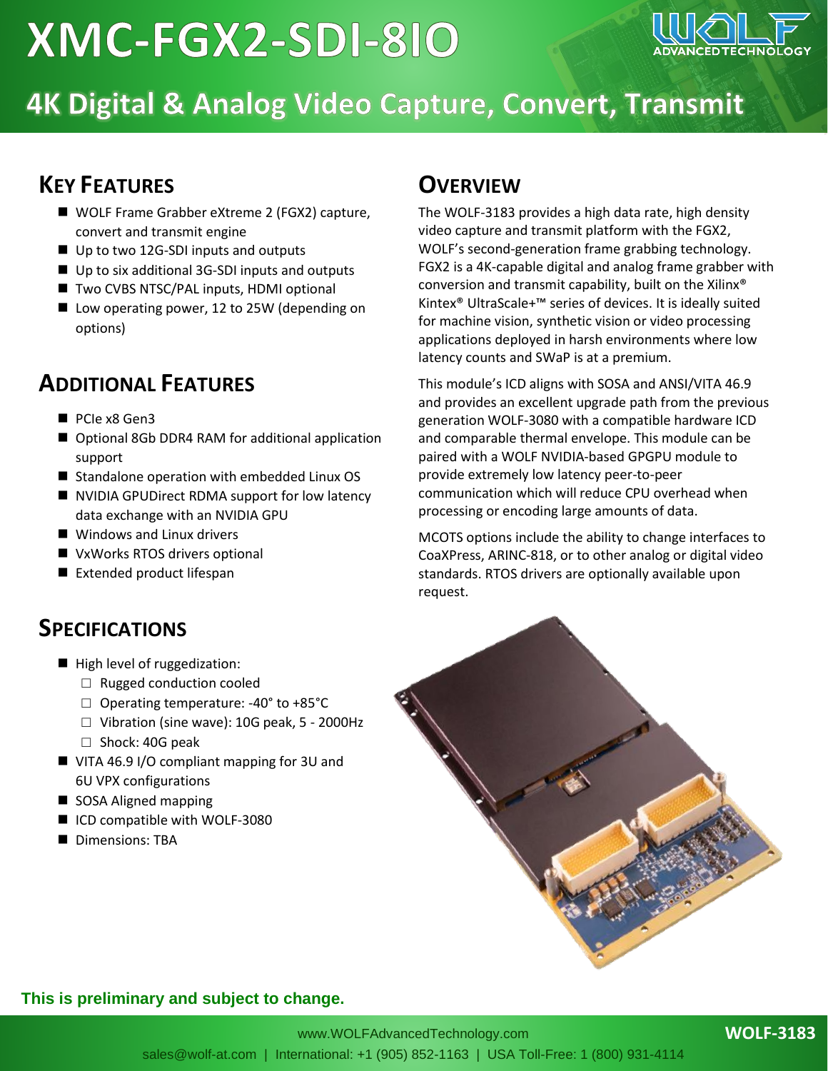# XMC-FGX2-SDI-8IO

## 4K Digital & Analog Video Capture, Convert, Transmit

## KEY FEATURES

- WOLF Frame Grabber eXtreme 2 (FGX2) capture, convert and transmit engine
- Up to two 12G-SDI inputs and outputs
- Up to six additional 3G-SDI inputs and outputs
- Two CVBS NTSC/PAL inputs, HDMI optional
- Low operating power, 12 to 25W (depending on options)

## ADDITIONAL FEATURES

- PCIe x8 Gen3
- Optional 8Gb DDR4 RAM for additional application support
- Standalone operation with embedded Linux OS
- NVIDIA GPUDirect RDMA support for low latency data exchange with an NVIDIA GPU
- Windows and Linux drivers
- VxWorks RTOS drivers optional
- Extended product lifespan

## SPECIFICATIONS

- High level of ruggedization:
  - Rugged conduction cooled
  - Operating temperature: -40° to +85°C
  - Vibration (sine wave): 10G peak, 5 - 2000Hz
  - Shock: 40G peak
- VITA 46.9 I/O compliant mapping for 3U and 6U VPX configurations
- SOSA Aligned mapping
- ICD compatible with WOLF-3080
- Dimensions: TBA

## OVERVIEW

The WOLF-3183 provides a high data rate, high density video capture and transmit platform with the FGX2, WOLF's second-generation frame grabbing technology. FGX2 is a 4K-capable digital and analog frame grabber with conversion and transmit capability, built on the Xilinx® Kintex® UltraScale+™ series of devices. It is ideally suited for machine vision, synthetic vision or video processing applications deployed in harsh environments where low latency counts and SWaP is at a premium.

This module's ICD aligns with SOSA and ANSI/VITA 46.9 and provides an excellent upgrade path from the previous generation WOLF-3080 with a compatible hardware ICD and comparable thermal envelope. This module can be paired with a WOLF NVIDIA-based GPGPU module to provide extremely low latency peer-to-peer communication which will reduce CPU overhead when processing or encoding large amounts of data.

MCOTS options include the ability to change interfaces to CoaXPress, ARINC-818, or to other analog or digital video standards. RTOS drivers are optionally available upon request.

**This is preliminary and subject to change.**

www.WOLFAdvancedTechnology.com

sales@wolf-at.com | International: +1 (905) 852-1163 | USA Toll-Free: 1 (800) 931-4114

**WOLF-3183**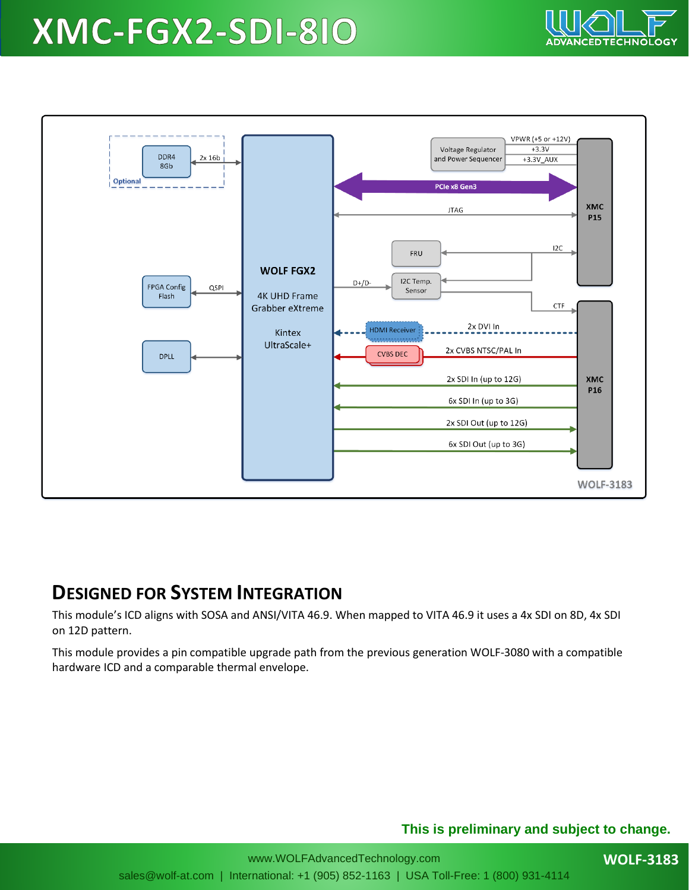# XMC-FGX2-SDI-8IO

## DESIGNED FOR SYSTEM INTEGRATION

This module's ICD aligns with SOSA and ANSI/VITA 46.9. When mapped to VITA 46.9 it uses a 4x SDI on 8D, 4x SDI on 12D pattern.

This module provides a pin compatible upgrade path from the previous generation WOLF-3080 with a compatible hardware ICD and a comparable thermal envelope.

**This is preliminary and subject to change.**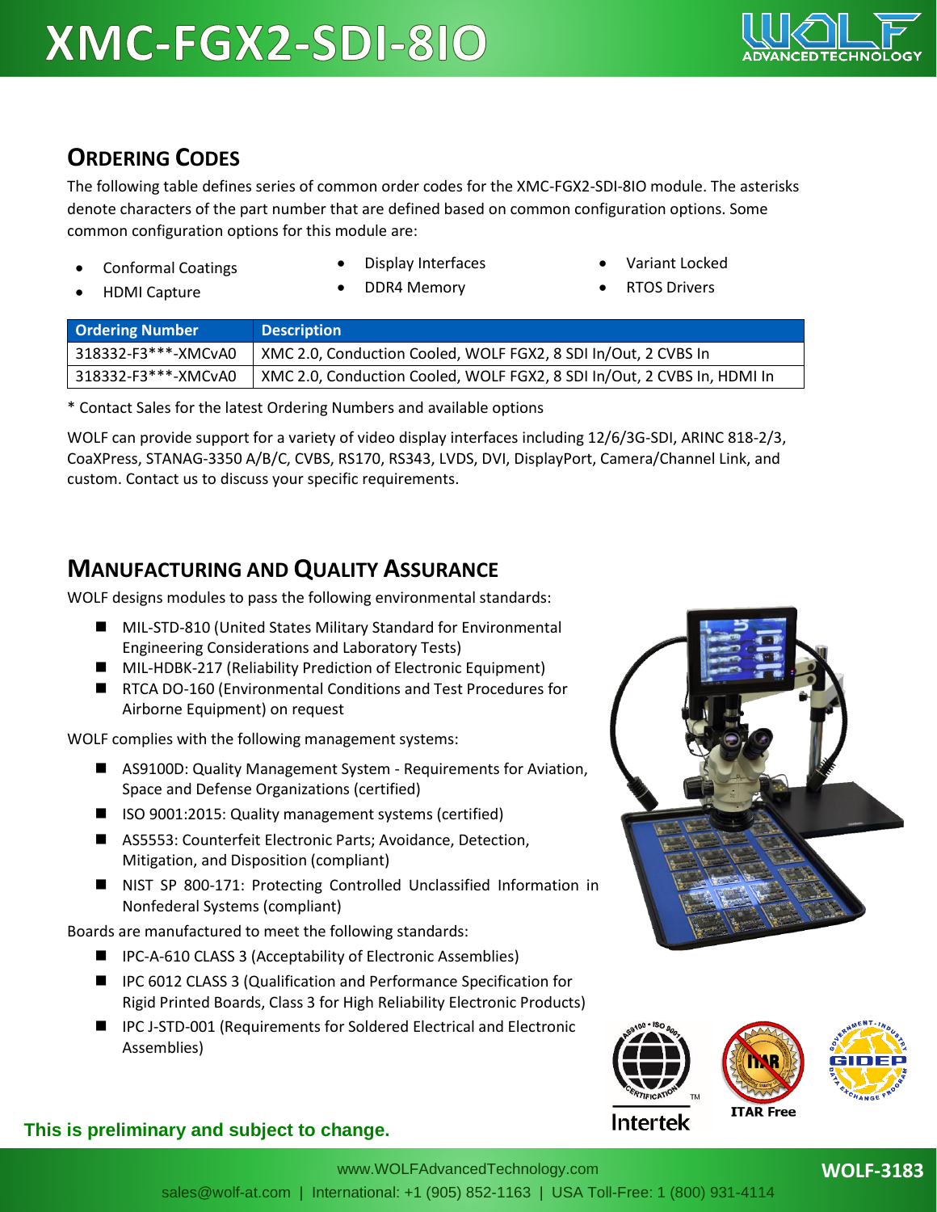# XMC-FGX2-SDI-8IO

## Ordering Codes

The following table defines series of common order codes for the XMC-FGX2-SDI-8IO module. The asterisks denote characters of the part number that are defined based on common configuration options. Some common configuration options for this module are:

- Conformal Coatings
- HDMI Capture
- Display Interfaces
- DDR4 Memory
- Variant Locked
- RTOS Drivers

| Ordering Number | Description |
|---|---|
| 318332-F3***-XMCvA0 | XMC 2.0, Conduction Cooled, WOLF FGX2, 8 SDI In/Out, 2 CVBS In |
| 318332-F3***-XMCvA0 | XMC 2.0, Conduction Cooled, WOLF FGX2, 8 SDI In/Out, 2 CVBS In, HDMI In |

* Contact Sales for the latest Ordering Numbers and available options

WOLF can provide support for a variety of video display interfaces including 12/6/3G-SDI, ARINC 818-2/3, CoaXPress, STANAG-3350 A/B/C, CVBS, RS170, RS343, LVDS, DVI, DisplayPort, Camera/Channel Link, and custom. Contact us to discuss your specific requirements.

## Manufacturing and Quality Assurance

WOLF designs modules to pass the following environmental standards:

- MIL-STD-810 (United States Military Standard for Environmental Engineering Considerations and Laboratory Tests)
- MIL-HDBK-217 (Reliability Prediction of Electronic Equipment)
- RTCA DO-160 (Environmental Conditions and Test Procedures for Airborne Equipment) on request

WOLF complies with the following management systems:

- AS9100D: Quality Management System - Requirements for Aviation, Space and Defense Organizations (certified)
- ISO 9001:2015: Quality management systems (certified)
- AS5553: Counterfeit Electronic Parts; Avoidance, Detection, Mitigation, and Disposition (compliant)
- NIST SP 800-171: Protecting Controlled Unclassified Information in Nonfederal Systems (compliant)

Boards are manufactured to meet the following standards:

- IPC-A-610 CLASS 3 (Acceptability of Electronic Assemblies)
- IPC 6012 CLASS 3 (Qualification and Performance Specification for Rigid Printed Boards, Class 3 for High Reliability Electronic Products)
- IPC J-STD-001 (Requirements for Soldered Electrical and Electronic Assemblies)

ITAR Free

**This is preliminary and subject to change.**

www.WOLFAdvancedTechnology.com

sales@wolf-at.com | International: +1 (905) 852-1163 | USA Toll-Free: 1 (800) 931-4114

WOLF-3183